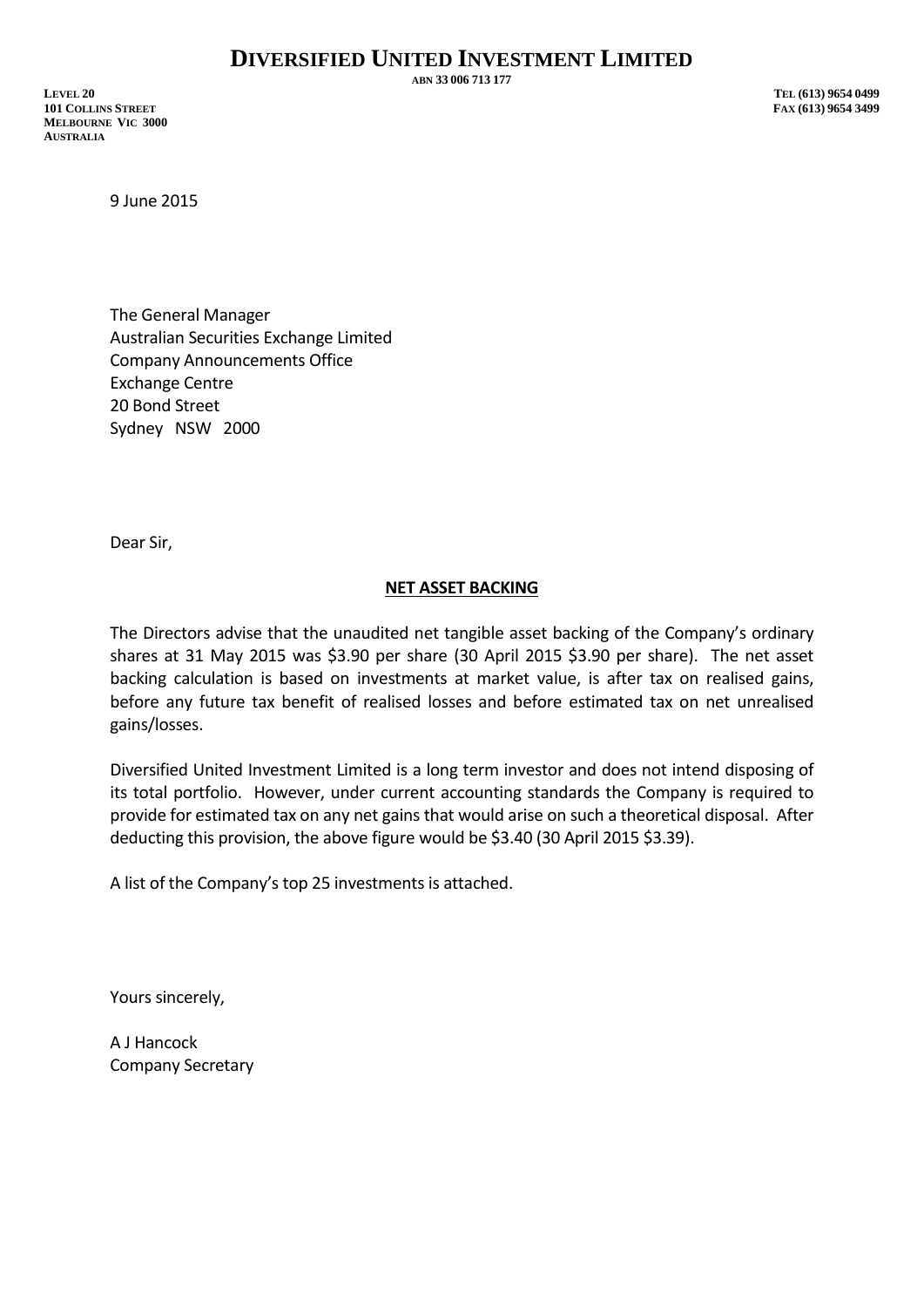# DIVERSIFIED UNITED INVESTMENT LIMITED

ABN 33 006 713 177

LEVEL 20
101 COLLINS STREET
MELBOURNE VIC 3000
AUSTRALIA

TEL (613) 9654 0499
FAX (613) 9654 3499

9 June 2015

The General Manager
Australian Securities Exchange Limited
Company Announcements Office
Exchange Centre
20 Bond Street
Sydney NSW 2000

Dear Sir,

**NET ASSET BACKING**

The Directors advise that the unaudited net tangible asset backing of the Company's ordinary shares at 31 May 2015 was $3.90 per share (30 April 2015 $3.90 per share). The net asset backing calculation is based on investments at market value, is after tax on realised gains, before any future tax benefit of realised losses and before estimated tax on net unrealised gains/losses.

Diversified United Investment Limited is a long term investor and does not intend disposing of its total portfolio. However, under current accounting standards the Company is required to provide for estimated tax on any net gains that would arise on such a theoretical disposal. After deducting this provision, the above figure would be $3.40 (30 April 2015 $3.39).

A list of the Company's top 25 investments is attached.

Yours sincerely,

A J Hancock
Company Secretary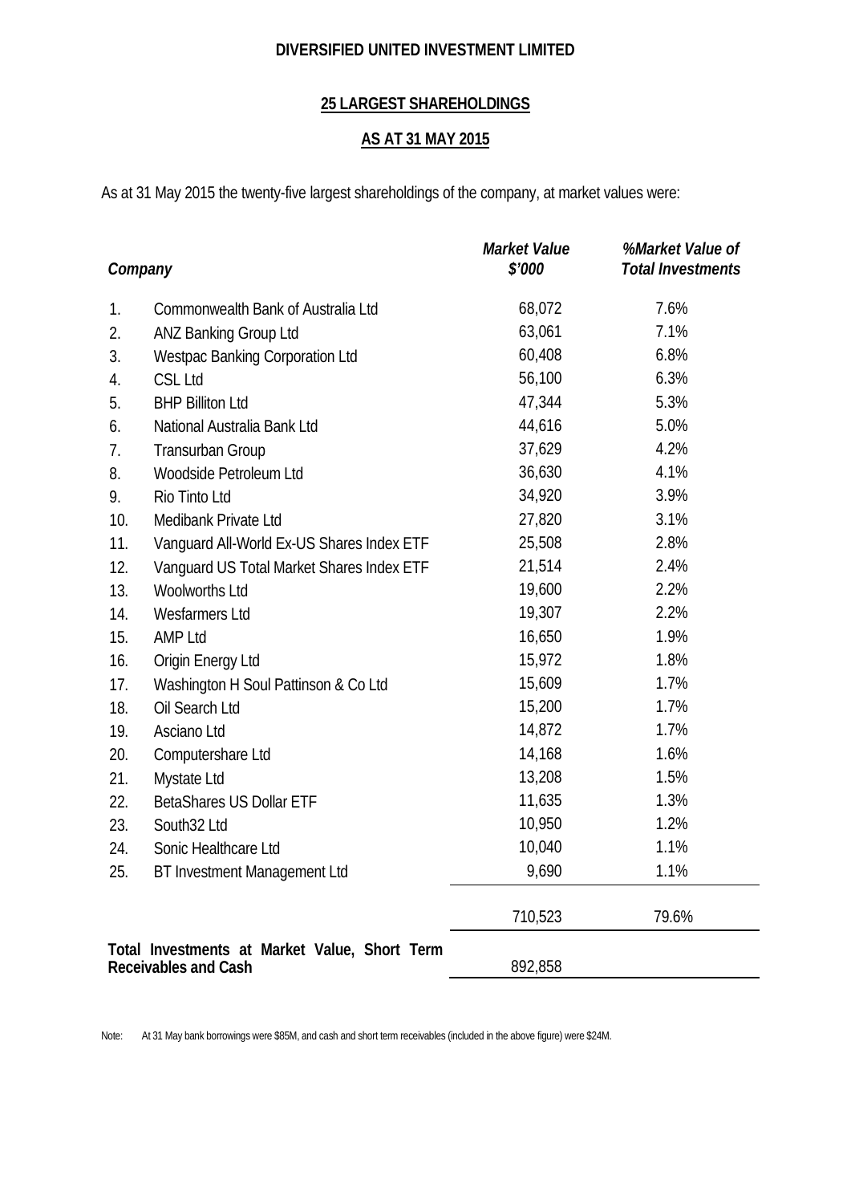**DIVERSIFIED UNITED INVESTMENT LIMITED**

**25 LARGEST SHAREHOLDINGS**

**AS AT 31 MAY 2015**

As at 31 May 2015 the twenty-five largest shareholdings of the company, at market values were:

| *Company* | | *Market Value $'000* | *%Market Value of Total Investments* |
|---|---|---|---|
| 1. | Commonwealth Bank of Australia Ltd | 68,072 | 7.6% |
| 2. | ANZ Banking Group Ltd | 63,061 | 7.1% |
| 3. | Westpac Banking Corporation Ltd | 60,408 | 6.8% |
| 4. | CSL Ltd | 56,100 | 6.3% |
| 5. | BHP Billiton Ltd | 47,344 | 5.3% |
| 6. | National Australia Bank Ltd | 44,616 | 5.0% |
| 7. | Transurban Group | 37,629 | 4.2% |
| 8. | Woodside Petroleum Ltd | 36,630 | 4.1% |
| 9. | Rio Tinto Ltd | 34,920 | 3.9% |
| 10. | Medibank Private Ltd | 27,820 | 3.1% |
| 11. | Vanguard All-World Ex-US Shares Index ETF | 25,508 | 2.8% |
| 12. | Vanguard US Total Market Shares Index ETF | 21,514 | 2.4% |
| 13. | Woolworths Ltd | 19,600 | 2.2% |
| 14. | Wesfarmers Ltd | 19,307 | 2.2% |
| 15. | AMP Ltd | 16,650 | 1.9% |
| 16. | Origin Energy Ltd | 15,972 | 1.8% |
| 17. | Washington H Soul Pattinson & Co Ltd | 15,609 | 1.7% |
| 18. | Oil Search Ltd | 15,200 | 1.7% |
| 19. | Asciano Ltd | 14,872 | 1.7% |
| 20. | Computershare Ltd | 14,168 | 1.6% |
| 21. | Mystate Ltd | 13,208 | 1.5% |
| 22. | BetaShares US Dollar ETF | 11,635 | 1.3% |
| 23. | South32 Ltd | 10,950 | 1.2% |
| 24. | Sonic Healthcare Ltd | 10,040 | 1.1% |
| 25. | BT Investment Management Ltd | 9,690 | 1.1% |
| | | 710,523 | 79.6% |
| **Total Investments at Market Value, Short Term Receivables and Cash** | | 892,858 | |

Note: At 31 May bank borrowings were $85M, and cash and short term receivables (included in the above figure) were $24M.